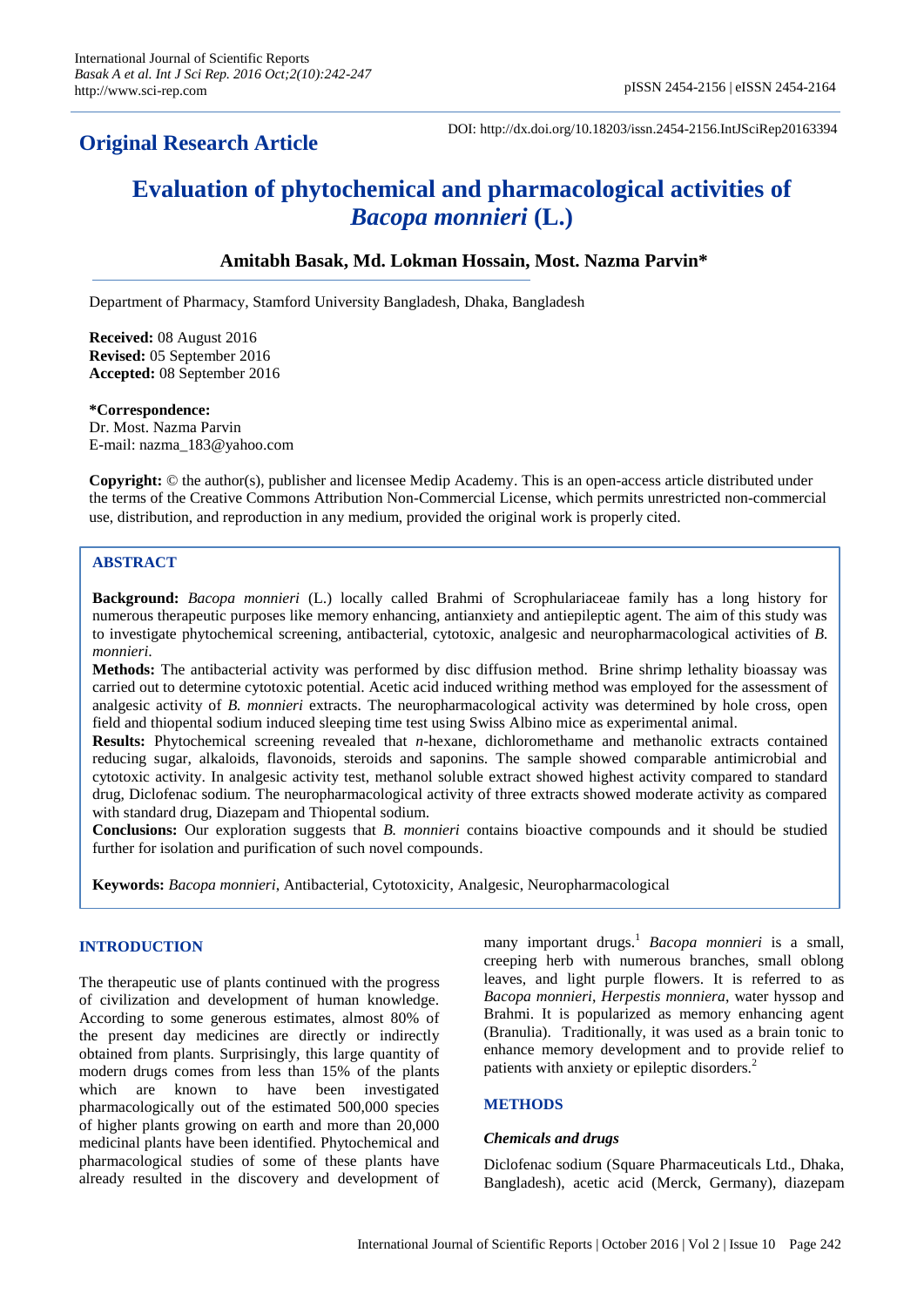**Original Research Article**

DOI: http://dx.doi.org/10.18203/issn.2454-2156.IntJSciRep20163394

# Evaluation of phytochemical and pharmacological activities of *Bacopa monnieri* (L.)

**Amitabh Basak, Md. Lokman Hossain, Most. Nazma Parvin***

Department of Pharmacy, Stamford University Bangladesh, Dhaka, Bangladesh

**Received:** 08 August 2016
**Revised:** 05 September 2016
**Accepted:** 08 September 2016

***Correspondence:**
Dr. Most. Nazma Parvin
E-mail: nazma_183@yahoo.com

**Copyright:** © the author(s), publisher and licensee Medip Academy. This is an open-access article distributed under the terms of the Creative Commons Attribution Non-Commercial License, which permits unrestricted non-commercial use, distribution, and reproduction in any medium, provided the original work is properly cited.

## ABSTRACT

**Background:** *Bacopa monnieri* (L.) locally called Brahmi of Scrophulariaceae family has a long history for numerous therapeutic purposes like memory enhancing, antianxiety and antiepileptic agent. The aim of this study was to investigate phytochemical screening, antibacterial, cytotoxic, analgesic and neuropharmacological activities of *B. monnieri*.

**Methods:** The antibacterial activity was performed by disc diffusion method. Brine shrimp lethality bioassay was carried out to determine cytotoxic potential. Acetic acid induced writhing method was employed for the assessment of analgesic activity of *B. monnieri* extracts. The neuropharmacological activity was determined by hole cross, open field and thiopental sodium induced sleeping time test using Swiss Albino mice as experimental animal.

**Results:** Phytochemical screening revealed that *n*-hexane, dichloromethame and methanolic extracts contained reducing sugar, alkaloids, flavonoids, steroids and saponins. The sample showed comparable antimicrobial and cytotoxic activity. In analgesic activity test, methanol soluble extract showed highest activity compared to standard drug, Diclofenac sodium. The neuropharmacological activity of three extracts showed moderate activity as compared with standard drug, Diazepam and Thiopental sodium.

**Conclusions:** Our exploration suggests that *B. monnieri* contains bioactive compounds and it should be studied further for isolation and purification of such novel compounds.

**Keywords:** *Bacopa monnieri*, Antibacterial, Cytotoxicity, Analgesic, Neuropharmacological

## INTRODUCTION

The therapeutic use of plants continued with the progress of civilization and development of human knowledge. According to some generous estimates, almost 80% of the present day medicines are directly or indirectly obtained from plants. Surprisingly, this large quantity of modern drugs comes from less than 15% of the plants which are known to have been investigated pharmacologically out of the estimated 500,000 species of higher plants growing on earth and more than 20,000 medicinal plants have been identified. Phytochemical and pharmacological studies of some of these plants have already resulted in the discovery and development of many important drugs.[1] *Bacopa monnieri* is a small, creeping herb with numerous branches, small oblong leaves, and light purple flowers. It is referred to as *Bacopa monnieri*, *Herpestis monniera*, water hyssop and Brahmi. It is popularized as memory enhancing agent (Branulia). Traditionally, it was used as a brain tonic to enhance memory development and to provide relief to patients with anxiety or epileptic disorders.[2]

## METHODS

### *Chemicals and drugs*

Diclofenac sodium (Square Pharmaceuticals Ltd., Dhaka, Bangladesh), acetic acid (Merck, Germany), diazepam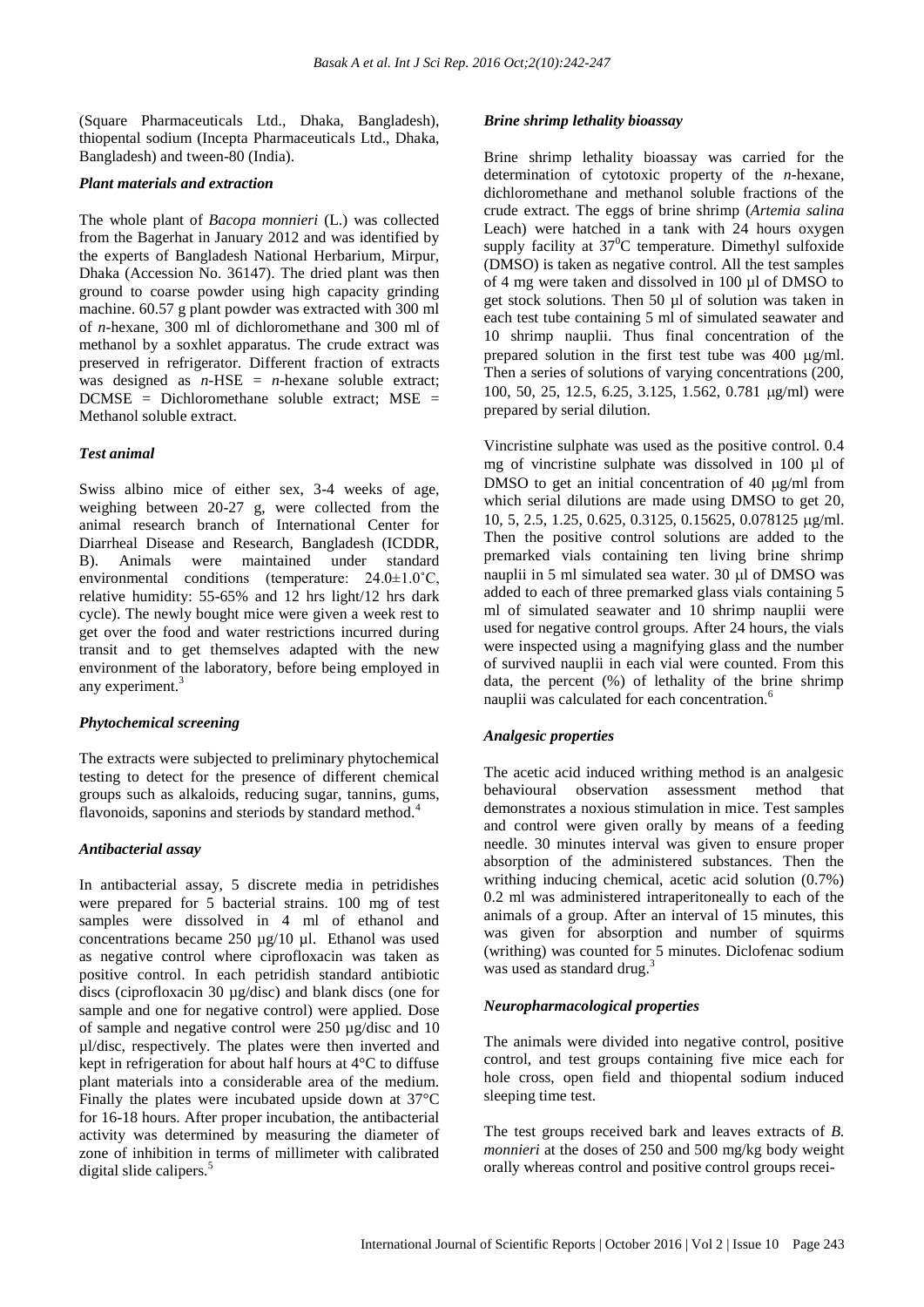(Square Pharmaceuticals Ltd., Dhaka, Bangladesh), thiopental sodium (Incepta Pharmaceuticals Ltd., Dhaka, Bangladesh) and tween-80 (India).

### *Plant materials and extraction*

The whole plant of *Bacopa monnieri* (L.) was collected from the Bagerhat in January 2012 and was identified by the experts of Bangladesh National Herbarium, Mirpur, Dhaka (Accession No. 36147). The dried plant was then ground to coarse powder using high capacity grinding machine. 60.57 g plant powder was extracted with 300 ml of *n*-hexane, 300 ml of dichloromethane and 300 ml of methanol by a soxhlet apparatus. The crude extract was preserved in refrigerator. Different fraction of extracts was designed as *n*-HSE = *n*-hexane soluble extract; DCMSE = Dichloromethane soluble extract; MSE = Methanol soluble extract.

### *Test animal*

Swiss albino mice of either sex, 3-4 weeks of age, weighing between 20-27 g, were collected from the animal research branch of International Center for Diarrheal Disease and Research, Bangladesh (ICDDR, B). Animals were maintained under standard environmental conditions (temperature: 24.0±1.0˚C, relative humidity: 55-65% and 12 hrs light/12 hrs dark cycle). The newly bought mice were given a week rest to get over the food and water restrictions incurred during transit and to get themselves adapted with the new environment of the laboratory, before being employed in any experiment.[3]

### *Phytochemical screening*

The extracts were subjected to preliminary phytochemical testing to detect for the presence of different chemical groups such as alkaloids, reducing sugar, tannins, gums, flavonoids, saponins and steriods by standard method.[4]

### *Antibacterial assay*

In antibacterial assay, 5 discrete media in petridishes were prepared for 5 bacterial strains. 100 mg of test samples were dissolved in 4 ml of ethanol and concentrations became 250 µg/10 µl. Ethanol was used as negative control where ciprofloxacin was taken as positive control. In each petridish standard antibiotic discs (ciprofloxacin 30 µg/disc) and blank discs (one for sample and one for negative control) were applied. Dose of sample and negative control were 250 µg/disc and 10 µl/disc, respectively. The plates were then inverted and kept in refrigeration for about half hours at 4°C to diffuse plant materials into a considerable area of the medium. Finally the plates were incubated upside down at 37°C for 16-18 hours. After proper incubation, the antibacterial activity was determined by measuring the diameter of zone of inhibition in terms of millimeter with calibrated digital slide calipers.[5]

### *Brine shrimp lethality bioassay*

Brine shrimp lethality bioassay was carried for the determination of cytotoxic property of the *n*-hexane, dichloromethane and methanol soluble fractions of the crude extract. The eggs of brine shrimp (*Artemia salina* Leach) were hatched in a tank with 24 hours oxygen supply facility at $37^0$C temperature. Dimethyl sulfoxide (DMSO) is taken as negative control. All the test samples of 4 mg were taken and dissolved in 100 µl of DMSO to get stock solutions. Then 50 µl of solution was taken in each test tube containing 5 ml of simulated seawater and 10 shrimp nauplii. Thus final concentration of the prepared solution in the first test tube was 400 µg/ml. Then a series of solutions of varying concentrations (200, 100, 50, 25, 12.5, 6.25, 3.125, 1.562, 0.781 µg/ml) were prepared by serial dilution.

Vincristine sulphate was used as the positive control. 0.4 mg of vincristine sulphate was dissolved in 100 µl of DMSO to get an initial concentration of 40 µg/ml from which serial dilutions are made using DMSO to get 20, 10, 5, 2.5, 1.25, 0.625, 0.3125, 0.15625, 0.078125 µg/ml. Then the positive control solutions are added to the premarked vials containing ten living brine shrimp nauplii in 5 ml simulated sea water. 30 µl of DMSO was added to each of three premarked glass vials containing 5 ml of simulated seawater and 10 shrimp nauplii were used for negative control groups. After 24 hours, the vials were inspected using a magnifying glass and the number of survived nauplii in each vial were counted. From this data, the percent (%) of lethality of the brine shrimp nauplii was calculated for each concentration.[6]

### *Analgesic properties*

The acetic acid induced writhing method is an analgesic behavioural observation assessment method that demonstrates a noxious stimulation in mice. Test samples and control were given orally by means of a feeding needle. 30 minutes interval was given to ensure proper absorption of the administered substances. Then the writhing inducing chemical, acetic acid solution (0.7%) 0.2 ml was administered intraperitoneally to each of the animals of a group. After an interval of 15 minutes, this was given for absorption and number of squirms (writhing) was counted for 5 minutes. Diclofenac sodium was used as standard drug.[3]

### *Neuropharmacological properties*

The animals were divided into negative control, positive control, and test groups containing five mice each for hole cross, open field and thiopental sodium induced sleeping time test.

The test groups received bark and leaves extracts of *B. monnieri* at the doses of 250 and 500 mg/kg body weight orally whereas control and positive control groups recei-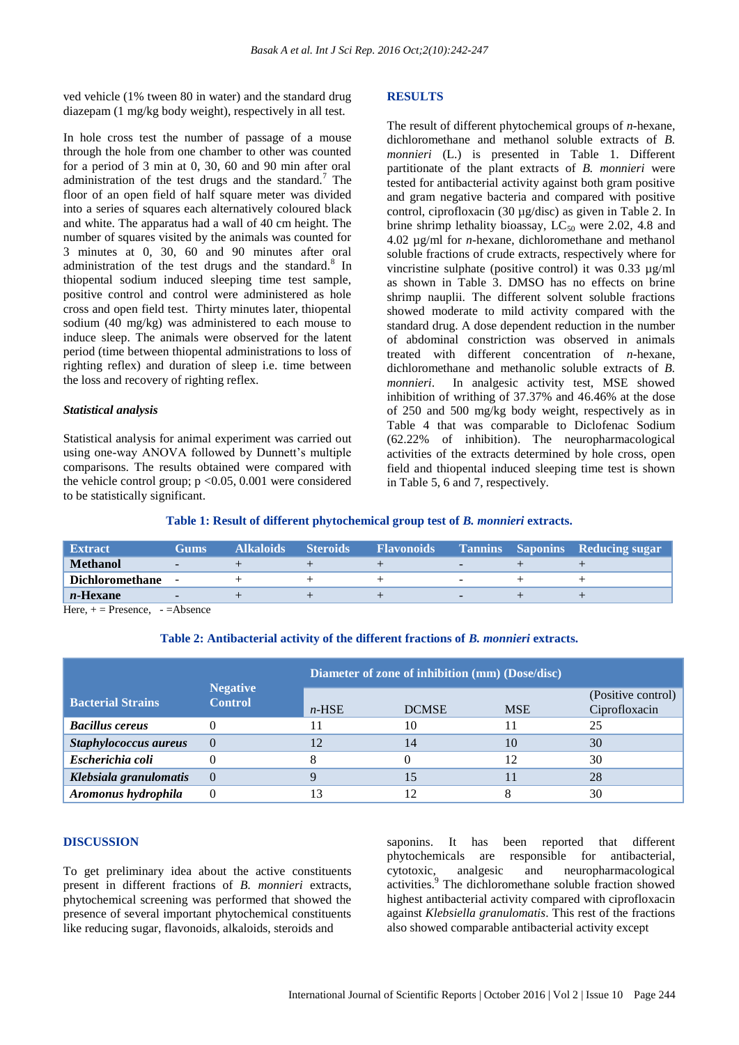ved vehicle (1% tween 80 in water) and the standard drug diazepam (1 mg/kg body weight), respectively in all test.

In hole cross test the number of passage of a mouse through the hole from one chamber to other was counted for a period of 3 min at 0, 30, 60 and 90 min after oral administration of the test drugs and the standard.[7] The floor of an open field of half square meter was divided into a series of squares each alternatively coloured black and white. The apparatus had a wall of 40 cm height. The number of squares visited by the animals was counted for 3 minutes at 0, 30, 60 and 90 minutes after oral administration of the test drugs and the standard.[8] In thiopental sodium induced sleeping time test sample, positive control and control were administered as hole cross and open field test. Thirty minutes later, thiopental sodium (40 mg/kg) was administered to each mouse to induce sleep. The animals were observed for the latent period (time between thiopental administrations to loss of righting reflex) and duration of sleep i.e. time between the loss and recovery of righting reflex.

### *Statistical analysis*

Statistical analysis for animal experiment was carried out using one-way ANOVA followed by Dunnett's multiple comparisons. The results obtained were compared with the vehicle control group; $p < 0.05$, 0.001 were considered to be statistically significant.

## RESULTS

The result of different phytochemical groups of *n*-hexane, dichloromethane and methanol soluble extracts of *B. monnieri* (L.) is presented in Table 1. Different partitionate of the plant extracts of *B. monnieri* were tested for antibacterial activity against both gram positive and gram negative bacteria and compared with positive control, ciprofloxacin (30 µg/disc) as given in Table 2. In brine shrimp lethality bioassay, $LC_{50}$ were 2.02, 4.8 and 4.02 µg/ml for *n*-hexane, dichloromethane and methanol soluble fractions of crude extracts, respectively where for vincristine sulphate (positive control) it was 0.33 µg/ml as shown in Table 3. DMSO has no effects on brine shrimp nauplii. The different solvent soluble fractions showed moderate to mild activity compared with the standard drug. A dose dependent reduction in the number of abdominal constriction was observed in animals treated with different concentration of *n*-hexane, dichloromethane and methanolic soluble extracts of *B. monnieri*. In analgesic activity test, MSE showed inhibition of writhing of 37.37% and 46.46% at the dose of 250 and 500 mg/kg body weight, respectively as in Table 4 that was comparable to Diclofenac Sodium (62.22% of inhibition). The neuropharmacological activities of the extracts determined by hole cross, open field and thiopental induced sleeping time test is shown in Table 5, 6 and 7, respectively.

**Table 1: Result of different phytochemical group test of *B. monnieri* extracts.**

| Extract | Gums | Alkaloids | Steroids | Flavonoids | Tannins | Saponins | Reducing sugar |
|---|---|---|---|---|---|---|---|
| **Methanol** | - | + | + | + | - | + | + |
| **Dichloromethane** | - | + | + | + | - | + | + |
| ***n*-Hexane** | - | + | + | + | - | + | + |

Here, + = Presence, - =Absence

**Table 2: Antibacterial activity of the different fractions of *B. monnieri* extracts.**

| Bacterial Strains | Negative Control | Diameter of zone of inhibition (mm) (Dose/disc) | | | |
|---|---|---|---|---|---|
| | | *n*-HSE | DCMSE | MSE | (Positive control) Ciprofloxacin |
| ***Bacillus cereus*** | 0 | 11 | 10 | 11 | 25 |
| ***Staphylococcus aureus*** | 0 | 12 | 14 | 10 | 30 |
| ***Escherichia coli*** | 0 | 8 | 0 | 12 | 30 |
| ***Klebsiala granulomatis*** | 0 | 9 | 15 | 11 | 28 |
| ***Aromonus hydrophila*** | 0 | 13 | 12 | 8 | 30 |

## DISCUSSION

To get preliminary idea about the active constituents present in different fractions of *B. monnieri* extracts, phytochemical screening was performed that showed the presence of several important phytochemical constituents like reducing sugar, flavonoids, alkaloids, steroids and saponins. It has been reported that different phytochemicals are responsible for antibacterial, cytotoxic, analgesic and neuropharmacological activities.[9] The dichloromethane soluble fraction showed highest antibacterial activity compared with ciprofloxacin against *Klebsiella granulomatis*. This rest of the fractions also showed comparable antibacterial activity except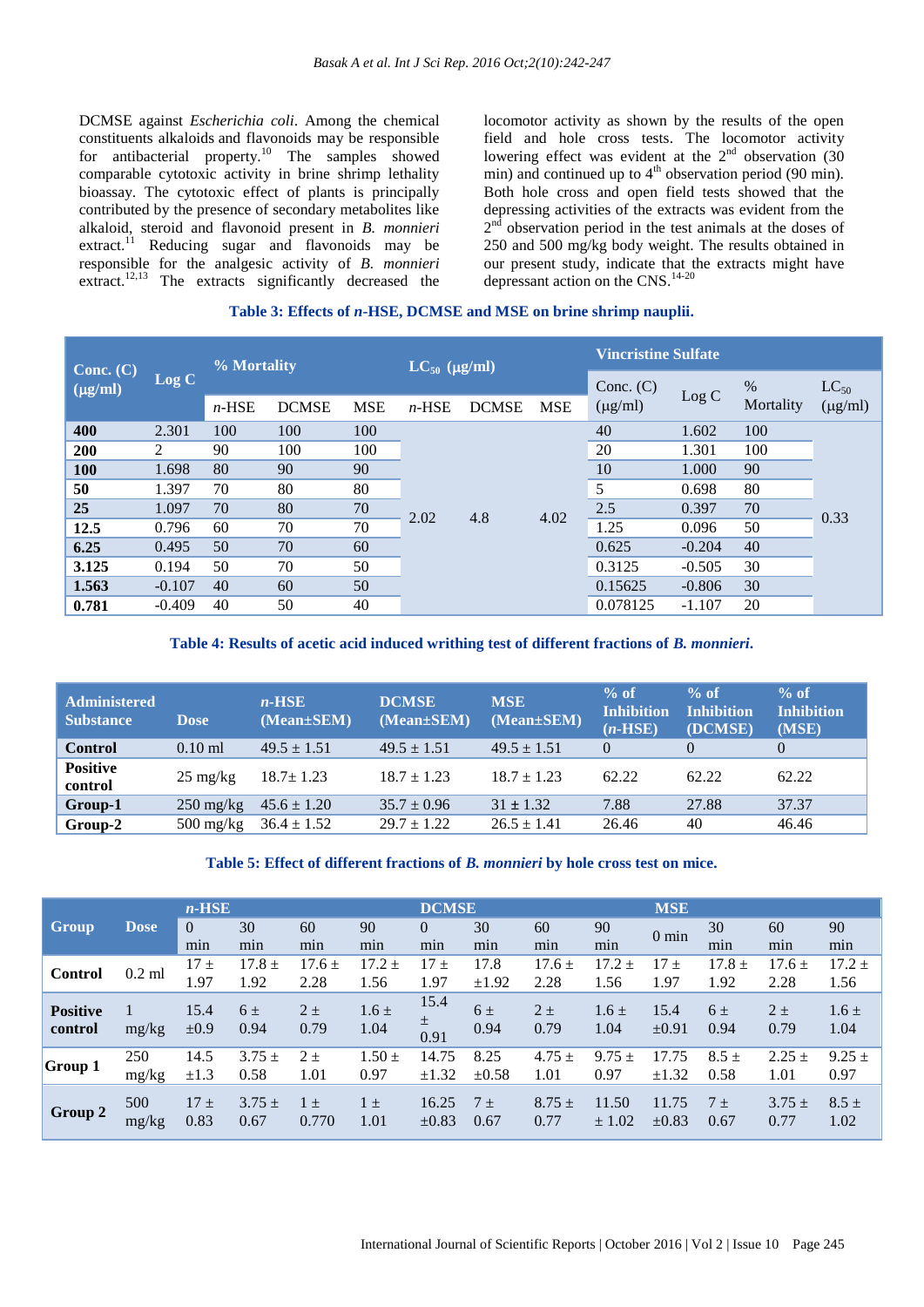DCMSE against *Escherichia coli*. Among the chemical constituents alkaloids and flavonoids may be responsible for antibacterial property.[10] The samples showed comparable cytotoxic activity in brine shrimp lethality bioassay. The cytotoxic effect of plants is principally contributed by the presence of secondary metabolites like alkaloid, steroid and flavonoid present in *B. monnieri* extract.[11] Reducing sugar and flavonoids may be responsible for the analgesic activity of *B. monnieri* extract.[12,13] The extracts significantly decreased the locomotor activity as shown by the results of the open field and hole cross tests. The locomotor activity lowering effect was evident at the 2[nd] observation (30 min) and continued up to 4[th] observation period (90 min). Both hole cross and open field tests showed that the depressing activities of the extracts was evident from the 2[nd] observation period in the test animals at the doses of 250 and 500 mg/kg body weight. The results obtained in our present study, indicate that the extracts might have depressant action on the CNS.[14-20]

**Table 3: Effects of *n*-HSE, DCMSE and MSE on brine shrimp nauplii.**

| Conc. (C) (µg/ml) | Log C | % Mortality | | | $LC_{50}$ (µg/ml) | | | Vincristine Sulfate | | | |
|---|---|---|---|---|---|---|---|---|---|---|---|
| | | *n*-HSE | DCMSE | MSE | *n*-HSE | DCMSE | MSE | Conc. (C) (µg/ml) | Log C | % Mortality | $LC_{50}$ (µg/ml) |
| **400** | 2.301 | 100 | 100 | 100 | 2.02 | 4.8 | 4.02 | 40 | 1.602 | 100 | 0.33 |
| **200** | 2 | 90 | 100 | 100 | | | | 20 | 1.301 | 100 | |
| **100** | 1.698 | 80 | 90 | 90 | | | | 10 | 1.000 | 90 | |
| **50** | 1.397 | 70 | 80 | 80 | | | | 5 | 0.698 | 80 | |
| **25** | 1.097 | 70 | 80 | 70 | | | | 2.5 | 0.397 | 70 | |
| **12.5** | 0.796 | 60 | 70 | 70 | | | | 1.25 | 0.096 | 50 | |
| **6.25** | 0.495 | 50 | 70 | 60 | | | | 0.625 | -0.204 | 40 | |
| **3.125** | 0.194 | 50 | 70 | 50 | | | | 0.3125 | -0.505 | 30 | |
| **1.563** | -0.107 | 40 | 60 | 50 | | | | 0.15625 | -0.806 | 30 | |
| **0.781** | -0.409 | 40 | 50 | 40 | | | | 0.078125 | -1.107 | 20 | |

**Table 4: Results of acetic acid induced writhing test of different fractions of *B. monnieri*.**

| Administered Substance | Dose | *n*-HSE (Mean±SEM) | DCMSE (Mean±SEM) | MSE (Mean±SEM) | % of Inhibition (*n*-HSE) | % of Inhibition (DCMSE) | % of Inhibition (MSE) |
|---|---|---|---|---|---|---|---|
| **Control** | 0.10 ml | 49.5 ± 1.51 | 49.5 ± 1.51 | 49.5 ± 1.51 | 0 | 0 | 0 |
| **Positive control** | 25 mg/kg | 18.7± 1.23 | 18.7 ± 1.23 | 18.7 ± 1.23 | 62.22 | 62.22 | 62.22 |
| **Group-1** | 250 mg/kg | 45.6 ± 1.20 | 35.7 ± 0.96 | 31 ± 1.32 | 7.88 | 27.88 | 37.37 |
| **Group-2** | 500 mg/kg | 36.4 ± 1.52 | 29.7 ± 1.22 | 26.5 ± 1.41 | 26.46 | 40 | 46.46 |

**Table 5: Effect of different fractions of *B. monnieri* by hole cross test on mice.**

| Group | Dose | *n*-HSE | | | | DCMSE | | | | MSE | | | |
|---|---|---|---|---|---|---|---|---|---|---|---|---|---|
| | | 0 min | 30 min | 60 min | 90 min | 0 min | 30 min | 60 min | 90 min | 0 min | 30 min | 60 min | 90 min |
| **Control** | 0.2 ml | 17 ± 1.97 | 17.8 ± 1.92 | 17.6 ± 2.28 | 17.2 ± 1.56 | 17 ± 1.97 | 17.8 ±1.92 | 17.6 ± 2.28 | 17.2 ± 1.56 | 17 ± 1.97 | 17.8 ± 1.92 | 17.6 ± 2.28 | 17.2 ± 1.56 |
| **Positive control** | 1 mg/kg | 15.4 ±0.9 | 6 ± 0.94 | 2 ± 0.79 | 1.6 ± 1.04 | 15.4 ± 0.91 | 6 ± 0.94 | 2 ± 0.79 | 1.6 ± 1.04 | 15.4 ±0.91 | 6 ± 0.94 | 2 ± 0.79 | 1.6 ± 1.04 |
| **Group 1** | 250 mg/kg | 14.5 ±1.3 | 3.75 ± 0.58 | 2 ± 1.01 | 1.50 ± 0.97 | 14.75 ±1.32 | 8.25 ±0.58 | 4.75 ± 1.01 | 9.75 ± 0.97 | 17.75 ±1.32 | 8.5 ± 0.58 | 2.25 ± 1.01 | 9.25 ± 0.97 |
| **Group 2** | 500 mg/kg | 17 ± 0.83 | 3.75 ± 0.67 | 1 ± 0.770 | 1 ± 1.01 | 16.25 ±0.83 | 7 ± 0.67 | 8.75 ± 0.77 | 11.50 ± 1.02 | 11.75 ±0.83 | 7 ± 0.67 | 3.75 ± 0.77 | 8.5 ± 1.02 |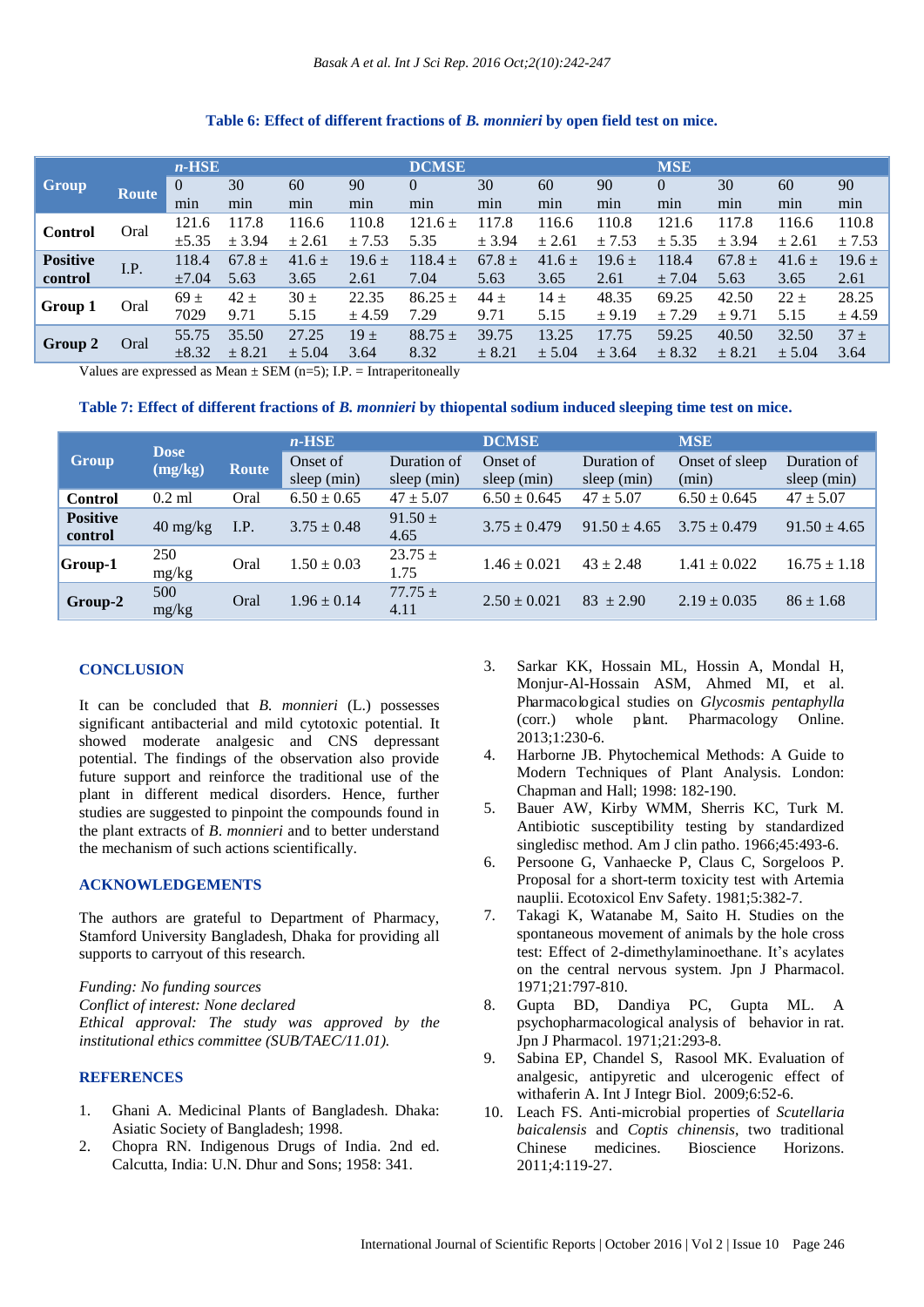**Table 6: Effect of different fractions of *B. monnieri* by open field test on mice.**

| Group | Route | *n*-HSE | | | | DCMSE | | | | MSE | | | |
|---|---|---|---|---|---|---|---|---|---|---|---|---|---|
| | | 0 min | 30 min | 60 min | 90 min | 0 min | 30 min | 60 min | 90 min | 0 min | 30 min | 60 min | 90 min |
| **Control** | Oral | 121.6 ±5.35 | 117.8 ± 3.94 | 116.6 ± 2.61 | 110.8 ± 7.53 | 121.6 ± 5.35 | 117.8 ± 3.94 | 116.6 ± 2.61 | 110.8 ± 7.53 | 121.6 ± 5.35 | 117.8 ± 3.94 | 116.6 ± 2.61 | 110.8 ± 7.53 |
| **Positive control** | I.P. | 118.4 ±7.04 | 67.8 ± 5.63 | 41.6 ± 3.65 | 19.6 ± 2.61 | 118.4 ± 7.04 | 67.8 ± 5.63 | 41.6 ± 3.65 | 19.6 ± 2.61 | 118.4 ± 7.04 | 67.8 ± 5.63 | 41.6 ± 3.65 | 19.6 ± 2.61 |
| **Group 1** | Oral | 69 ± 7029 | 42 ± 9.71 | 30 ± 5.15 | 22.35 ± 4.59 | 86.25 ± 7.29 | 44 ± 9.71 | 14 ± 5.15 | 48.35 ± 9.19 | 69.25 ± 7.29 | 42.50 ± 9.71 | 22 ± 5.15 | 28.25 ± 4.59 |
| **Group 2** | Oral | 55.75 ±8.32 | 35.50 ± 8.21 | 27.25 ± 5.04 | 19 ± 3.64 | 88.75 ± 8.32 | 39.75 ± 8.21 | 13.25 ± 5.04 | 17.75 ± 3.64 | 59.25 ± 8.32 | 40.50 ± 8.21 | 32.50 ± 5.04 | 37 ± 3.64 |

Values are expressed as Mean ± SEM (n=5); I.P. = Intraperitoneally

**Table 7: Effect of different fractions of *B. monnieri* by thiopental sodium induced sleeping time test on mice.**

| Group | Dose (mg/kg) | Route | *n*-HSE | | DCMSE | | MSE | |
|---|---|---|---|---|---|---|---|---|
| | | | Onset of sleep (min) | Duration of sleep (min) | Onset of sleep (min) | Duration of sleep (min) | Onset of sleep (min) | Duration of sleep (min) |
| **Control** | 0.2 ml | Oral | 6.50 ± 0.65 | 47 ± 5.07 | 6.50 ± 0.645 | 47 ± 5.07 | 6.50 ± 0.645 | 47 ± 5.07 |
| **Positive control** | 40 mg/kg | I.P. | 3.75 ± 0.48 | 91.50 ± 4.65 | 3.75 ± 0.479 | 91.50 ± 4.65 | 3.75 ± 0.479 | 91.50 ± 4.65 |
| **Group-1** | 250 mg/kg | Oral | 1.50 ± 0.03 | 23.75 ± 1.75 | 1.46 ± 0.021 | 43 ± 2.48 | 1.41 ± 0.022 | 16.75 ± 1.18 |
| **Group-2** | 500 mg/kg | Oral | 1.96 ± 0.14 | 77.75 ± 4.11 | 2.50 ± 0.021 | 83 ± 2.90 | 2.19 ± 0.035 | 86 ± 1.68 |

## CONCLUSION

It can be concluded that *B. monnieri* (L.) possesses significant antibacterial and mild cytotoxic potential. It showed moderate analgesic and CNS depressant potential. The findings of the observation also provide future support and reinforce the traditional use of the plant in different medical disorders. Hence, further studies are suggested to pinpoint the compounds found in the plant extracts of *B. monnieri* and to better understand the mechanism of such actions scientifically.

## ACKNOWLEDGEMENTS

The authors are grateful to Department of Pharmacy, Stamford University Bangladesh, Dhaka for providing all supports to carryout of this research.

*Funding: No funding sources*
*Conflict of interest: None declared*
*Ethical approval: The study was approved by the institutional ethics committee (SUB/TAEC/11.01).*

## REFERENCES

1. Ghani A. Medicinal Plants of Bangladesh. Dhaka: Asiatic Society of Bangladesh; 1998.
2. Chopra RN. Indigenous Drugs of India. 2nd ed. Calcutta, India: U.N. Dhur and Sons; 1958: 341.
3. Sarkar KK, Hossain ML, Hossin A, Mondal H, Monjur-Al-Hossain ASM, Ahmed MI, et al. Pharmacological studies on *Glycosmis pentaphylla* (corr.) whole plant. Pharmacology Online. 2013;1:230-6.
4. Harborne JB. Phytochemical Methods: A Guide to Modern Techniques of Plant Analysis. London: Chapman and Hall; 1998: 182-190.
5. Bauer AW, Kirby WMM, Sherris KC, Turk M. Antibiotic susceptibility testing by standardized singledisc method. Am J clin patho. 1966;45:493-6.
6. Persoone G, Vanhaecke P, Claus C, Sorgeloos P. Proposal for a short-term toxicity test with Artemia nauplii. Ecotoxicol Env Safety. 1981;5:382-7.
7. Takagi K, Watanabe M, Saito H. Studies on the spontaneous movement of animals by the hole cross test: Effect of 2-dimethylaminoethane. It's acylates on the central nervous system. Jpn J Pharmacol. 1971;21:797-810.
8. Gupta BD, Dandiya PC, Gupta ML. A psychopharmacological analysis of behavior in rat. Jpn J Pharmacol. 1971;21:293-8.
9. Sabina EP, Chandel S, Rasool MK. Evaluation of analgesic, antipyretic and ulcerogenic effect of withaferin A. Int J Integr Biol. 2009;6:52-6.
10. Leach FS. Anti-microbial properties of *Scutellaria baicalensis* and *Coptis chinensis*, two traditional Chinese medicines. Bioscience Horizons. 2011;4:119-27.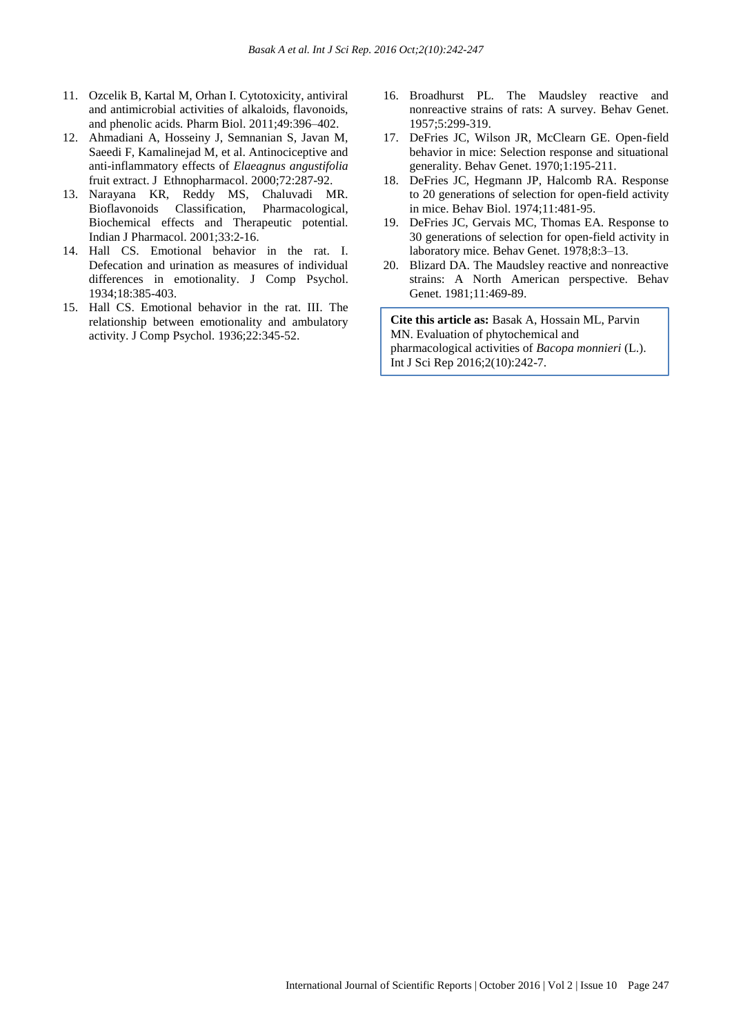11. Ozcelik B, Kartal M, Orhan I. Cytotoxicity, antiviral and antimicrobial activities of alkaloids, flavonoids, and phenolic acids. Pharm Biol. 2011;49:396–402.
12. Ahmadiani A, Hosseiny J, Semnanian S, Javan M, Saeedi F, Kamalinejad M, et al. Antinociceptive and anti-inflammatory effects of *Elaeagnus angustifolia* fruit extract. J Ethnopharmacol. 2000;72:287-92.
13. Narayana KR, Reddy MS, Chaluvadi MR. Bioflavonoids Classification, Pharmacological, Biochemical effects and Therapeutic potential. Indian J Pharmacol. 2001;33:2-16.
14. Hall CS. Emotional behavior in the rat. I. Defecation and urination as measures of individual differences in emotionality. J Comp Psychol. 1934;18:385-403.
15. Hall CS. Emotional behavior in the rat. III. The relationship between emotionality and ambulatory activity. J Comp Psychol. 1936;22:345-52.
16. Broadhurst PL. The Maudsley reactive and nonreactive strains of rats: A survey. Behav Genet. 1957;5:299-319.
17. DeFries JC, Wilson JR, McClearn GE. Open-field behavior in mice: Selection response and situational generality. Behav Genet. 1970;1:195-211.
18. DeFries JC, Hegmann JP, Halcomb RA. Response to 20 generations of selection for open-field activity in mice. Behav Biol. 1974;11:481-95.
19. DeFries JC, Gervais MC, Thomas EA. Response to 30 generations of selection for open-field activity in laboratory mice. Behav Genet. 1978;8:3–13.
20. Blizard DA. The Maudsley reactive and nonreactive strains: A North American perspective. Behav Genet. 1981;11:469-89.

**Cite this article as:** Basak A, Hossain ML, Parvin MN. Evaluation of phytochemical and pharmacological activities of *Bacopa monnieri* (L.). Int J Sci Rep 2016;2(10):242-7.